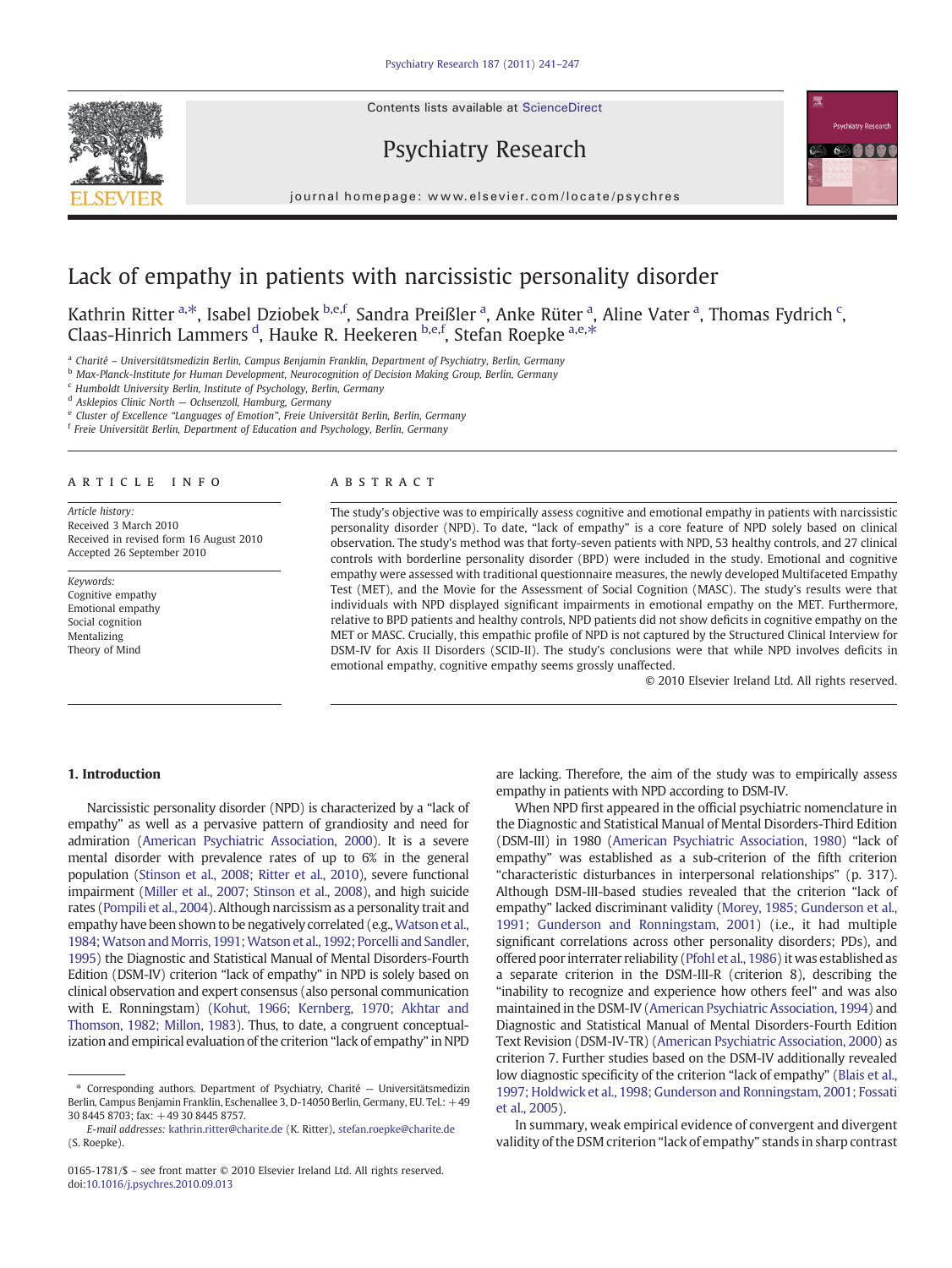# Lack of empathy in patients with narcissistic personality disorder

Kathrin Ritter [a,*], Isabel Dziobek [b,e,f], Sandra Preißler [a], Anke Rüter [a], Aline Vater [a], Thomas Fydrich [c], Claas-Hinrich Lammers [d], Hauke R. Heekeren [b,e,f], Stefan Roepke [a,e,*]

[a] Charité – Universitätsmedizin Berlin, Campus Benjamin Franklin, Department of Psychiatry, Berlin, Germany
[b] Max-Planck-Institute for Human Development, Neurocognition of Decision Making Group, Berlin, Germany
[c] Humboldt University Berlin, Institute of Psychology, Berlin, Germany
[d] Asklepios Clinic North — Ochsenzoll, Hamburg, Germany
[e] Cluster of Excellence "Languages of Emotion", Freie Universität Berlin, Berlin, Germany
[f] Freie Universität Berlin, Department of Education and Psychology, Berlin, Germany

## ARTICLE INFO

*Article history:*
Received 3 March 2010
Received in revised form 16 August 2010
Accepted 26 September 2010

*Keywords:*
Cognitive empathy
Emotional empathy
Social cognition
Mentalizing
Theory of Mind

## ABSTRACT

The study's objective was to empirically assess cognitive and emotional empathy in patients with narcissistic personality disorder (NPD). To date, "lack of empathy" is a core feature of NPD solely based on clinical observation. The study's method was that forty-seven patients with NPD, 53 healthy controls, and 27 clinical controls with borderline personality disorder (BPD) were included in the study. Emotional and cognitive empathy were assessed with traditional questionnaire measures, the newly developed Multifaceted Empathy Test (MET), and the Movie for the Assessment of Social Cognition (MASC). The study's results were that individuals with NPD displayed significant impairments in emotional empathy on the MET. Furthermore, relative to BPD patients and healthy controls, NPD patients did not show deficits in cognitive empathy on the MET or MASC. Crucially, this empathic profile of NPD is not captured by the Structured Clinical Interview for DSM-IV for Axis II Disorders (SCID-II). The study's conclusions were that while NPD involves deficits in emotional empathy, cognitive empathy seems grossly unaffected.

© 2010 Elsevier Ireland Ltd. All rights reserved.

## 1. Introduction

Narcissistic personality disorder (NPD) is characterized by a "lack of empathy" as well as a pervasive pattern of grandiosity and need for admiration (American Psychiatric Association, 2000). It is a severe mental disorder with prevalence rates of up to 6% in the general population (Stinson et al., 2008; Ritter et al., 2010), severe functional impairment (Miller et al., 2007; Stinson et al., 2008), and high suicide rates (Pompili et al., 2004). Although narcissism as a personality trait and empathy have been shown to be negatively correlated (e.g., Watson et al., 1984; Watson and Morris, 1991; Watson et al., 1992; Porcelli and Sandler, 1995) the Diagnostic and Statistical Manual of Mental Disorders-Fourth Edition (DSM-IV) criterion "lack of empathy" in NPD is solely based on clinical observation and expert consensus (also personal communication with E. Ronningstam) (Kohut, 1966; Kernberg, 1970; Akhtar and Thomson, 1982; Millon, 1983). Thus, to date, a congruent conceptualization and empirical evaluation of the criterion "lack of empathy" in NPD are lacking. Therefore, the aim of the study was to empirically assess empathy in patients with NPD according to DSM-IV.

When NPD first appeared in the official psychiatric nomenclature in the Diagnostic and Statistical Manual of Mental Disorders-Third Edition (DSM-III) in 1980 (American Psychiatric Association, 1980) "lack of empathy" was established as a sub-criterion of the fifth criterion "characteristic disturbances in interpersonal relationships" (p. 317). Although DSM-III-based studies revealed that the criterion "lack of empathy" lacked discriminant validity (Morey, 1985; Gunderson et al., 1991; Gunderson and Ronningstam, 2001) (i.e., it had multiple significant correlations across other personality disorders; PDs), and offered poor interrater reliability (Pfohl et al., 1986) it was established as a separate criterion in the DSM-III-R (criterion 8), describing the "inability to recognize and experience how others feel" and was also maintained in the DSM-IV (American Psychiatric Association, 1994) and Diagnostic and Statistical Manual of Mental Disorders-Fourth Edition Text Revision (DSM-IV-TR) (American Psychiatric Association, 2000) as criterion 7. Further studies based on the DSM-IV additionally revealed low diagnostic specificity of the criterion "lack of empathy" (Blais et al., 1997; Holdwick et al., 1998; Gunderson and Ronningstam, 2001; Fossati et al., 2005).

In summary, weak empirical evidence of convergent and divergent validity of the DSM criterion "lack of empathy" stands in sharp contrast

---

* Corresponding authors. Department of Psychiatry, Charité — Universitätsmedizin Berlin, Campus Benjamin Franklin, Eschenallee 3, D-14050 Berlin, Germany, EU. Tel.: +49 30 8445 8703; fax: +49 30 8445 8757.
*E-mail addresses:* kathrin.ritter@charite.de (K. Ritter), stefan.roepke@charite.de (S. Roepke).

0165-1781/$ – see front matter © 2010 Elsevier Ireland Ltd. All rights reserved.
doi:10.1016/j.psychres.2010.09.013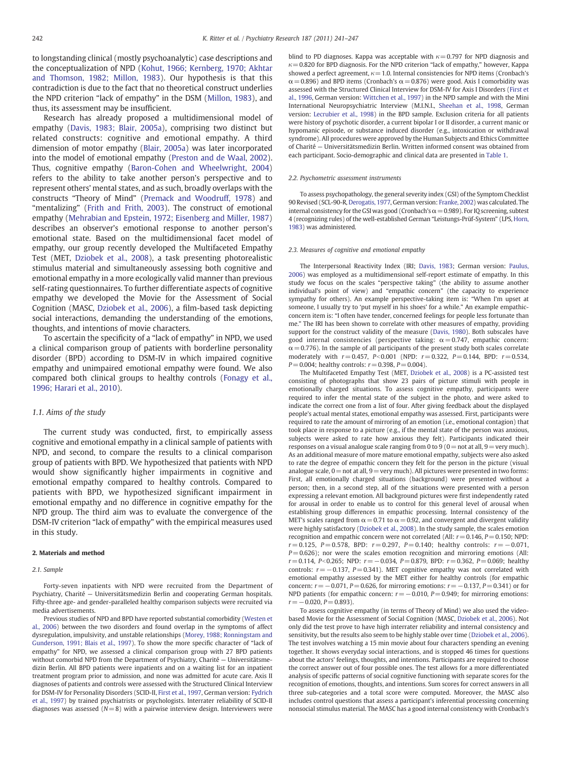to longstanding clinical (mostly psychoanalytic) case descriptions and the conceptualization of NPD (Kohut, 1966; Kernberg, 1970; Akhtar and Thomson, 1982; Millon, 1983). Our hypothesis is that this contradiction is due to the fact that no theoretical construct underlies the NPD criterion "lack of empathy" in the DSM (Millon, 1983), and thus, its assessment may be insufficient.

Research has already proposed a multidimensional model of empathy (Davis, 1983; Blair, 2005a), comprising two distinct but related constructs: cognitive and emotional empathy. A third dimension of motor empathy (Blair, 2005a) was later incorporated into the model of emotional empathy (Preston and de Waal, 2002). Thus, cognitive empathy (Baron-Cohen and Wheelwright, 2004) refers to the ability to take another person's perspective and to represent others' mental states, and as such, broadly overlaps with the constructs "Theory of Mind" (Premack and Woodruff, 1978) and "mentalizing" (Frith and Frith, 2003). The construct of emotional empathy (Mehrabian and Epstein, 1972; Eisenberg and Miller, 1987) describes an observer's emotional response to another person's emotional state. Based on the multidimensional facet model of empathy, our group recently developed the Multifaceted Empathy Test (MET, Dziobek et al., 2008), a task presenting photorealistic stimulus material and simultaneously assessing both cognitive and emotional empathy in a more ecologically valid manner than previous self-rating questionnaires. To further differentiate aspects of cognitive empathy we developed the Movie for the Assessment of Social Cognition (MASC, Dziobek et al., 2006), a film-based task depicting social interactions, demanding the understanding of the emotions, thoughts, and intentions of movie characters.

To ascertain the specificity of a "lack of empathy" in NPD, we used a clinical comparison group of patients with borderline personality disorder (BPD) according to DSM-IV in which impaired cognitive empathy and unimpaired emotional empathy were found. We also compared both clinical groups to healthy controls (Fonagy et al., 1996; Harari et al., 2010).

### 1.1. Aims of the study

The current study was conducted, first, to empirically assess cognitive and emotional empathy in a clinical sample of patients with NPD, and second, to compare the results to a clinical comparison group of patients with BPD. We hypothesized that patients with NPD would show significantly higher impairments in cognitive and emotional empathy compared to healthy controls. Compared to patients with BPD, we hypothesized significant impairment in emotional empathy and no difference in cognitive empathy for the NPD group. The third aim was to evaluate the convergence of the DSM-IV criterion "lack of empathy" with the empirical measures used in this study.

## 2. Materials and method

### 2.1. Sample

Forty-seven inpatients with NPD were recruited from the Department of Psychiatry, Charité — Universitätsmedizin Berlin and cooperating German hospitals. Fifty-three age- and gender-paralleled healthy comparison subjects were recruited via media advertisements.

Previous studies of NPD and BPD have reported substantial comorbidity (Westen et al., 2006) between the two disorders and found overlap in the symptoms of affect dysregulation, impulsivity, and unstable relationships (Morey, 1988; Ronningstam and Gunderson, 1991; Blais et al., 1997). To show the more specific character of "lack of empathy" for NPD, we assessed a clinical comparison group with 27 BPD patients without comorbid NPD from the Department of Psychiatry, Charité — Universitätsmedizin Berlin. All BPD patients were inpatients and on a waiting list for an inpatient treatment program prior to admission, and none was admitted for acute care. Axis II diagnoses of patients and controls were assessed with the Structured Clinical Interview for DSM-IV for Personality Disorders (SCID-II, First et al., 1997, German version: Fydrich et al., 1997) by trained psychiatrists or psychologists. Interrater reliability of SCID-II diagnoses was assessed ($N = 8$) with a pairwise interview design. Interviewers were blind to PD diagnoses. Kappa was acceptable with $\kappa = 0.797$ for NPD diagnosis and $\kappa = 0.820$ for BPD diagnosis. For the NPD criterion "lack of empathy," however, Kappa showed a perfect agreement, $\kappa = 1.0$. Internal consistencies for NPD items (Cronbach's $\alpha = 0.896$) and BPD items (Cronbach's $\alpha = 0.876$) were good. Axis I comorbidity was assessed with the Structured Clinical Interview for DSM-IV for Axis I Disorders (First et al., 1996, German version: Wittchen et al., 1997) in the NPD sample and with the Mini International Neuropsychiatric Interview (M.I.N.I., Sheehan et al., 1998, German version: Lecrubier et al., 1998) in the BPD sample. Exclusion criteria for all patients were history of psychotic disorder, a current bipolar I or II disorder, a current manic or hypomanic episode, or substance induced disorder (e.g., intoxication or withdrawal syndrome). All procedures were approved by the Human Subjects and Ethics Committee of Charité — Universitätsmedizin Berlin. Written informed consent was obtained from each participant. Socio-demographic and clinical data are presented in Table 1.

### 2.2. Psychometric assessment instruments

To assess psychopathology, the general severity index (GSI) of the Symptom Checklist 90 Revised (SCL-90-R, Derogatis, 1977, German version: Franke, 2002) was calculated. The internal consistency for the GSI was good (Cronbach's $\alpha = 0.989$). For IQ screening, subtest 4 (recognizing rules) of the well-established German "Leistungs-Prüf-System" (LPS, Horn, 1983) was administered.

### 2.3. Measures of cognitive and emotional empathy

The Interpersonal Reactivity Index (IRI; Davis, 1983; German version: Paulus, 2006) was employed as a multidimensional self-report estimate of empathy. In this study we focus on the scales "perspective taking" (the ability to assume another individual's point of view) and "empathic concern" (the capacity to experience sympathy for others). An example perspective-taking item is: "When I'm upset at someone, I usually try to 'put myself in his shoes' for a while." An example empathic-concern item is: "I often have tender, concerned feelings for people less fortunate than me." The IRI has been shown to correlate with other measures of empathy, providing support for the construct validity of the measure (Davis, 1980). Both subscales have good internal consistencies (perspective taking: $\alpha = 0.747$, empathic concern: $\alpha = 0.776$). In the sample of all participants of the present study both scales correlate moderately with $r = 0.457$, $P < 0.001$ (NPD: $r = 0.322$, $P = 0.144$, BPD: $r = 0.534$, $P = 0.004$; healthy controls: $r = 0.398$, $P = 0.004$).

The Multifaceted Empathy Test (MET, Dziobek et al., 2008) is a PC-assisted test consisting of photographs that show 23 pairs of picture stimuli with people in emotionally charged situations. To assess cognitive empathy, participants were required to infer the mental state of the subject in the photo, and were asked to indicate the correct one from a list of four. After giving feedback about the displayed people's actual mental states, emotional empathy was assessed. First, participants were required to rate the amount of mirroring of an emotion (i.e., emotional contagion) that took place in response to a picture (e.g., if the mental state of the person was anxious, subjects were asked to rate how anxious they felt). Participants indicated their responses on a visual analogue scale ranging from 0 to 9 (0 = not at all, 9 = very much). As an additional measure of more mature emotional empathy, subjects were also asked to rate the degree of empathic concern they felt for the person in the picture (visual analogue scale, 0 = not at all, 9 = very much). All pictures were presented in two forms: First, all emotionally charged situations (background) were presented without a person; then, in a second step, all of the situations were presented with a person expressing a relevant emotion. All background pictures were first independently rated for arousal in order to enable us to control for this general level of arousal when establishing group differences in empathic processing. Internal consistency of the MET's scales ranged from $\alpha = 0.71$ to $\alpha = 0.92$, and convergent and divergent validity were highly satisfactory (Dziobek et al., 2008). In the study sample, the scales emotion recognition and empathic concern were not correlated (All: $r = 0.146$, $P = 0.150$; NPD: $r = 0.125$, $P = 0.578$, BPD: $r = 0.297$, $P = 0.140$; healthy controls: $r = -0.071$, $P = 0.626$); nor were the scales emotion recognition and mirroring emotions (All: $r = 0.114$, $P < 0.265$; NPD: $r = -0.034$, $P = 0.879$, BPD: $r = 0.362$, $P = 0.069$; healthy controls: $r = -0.137$, $P = 0.341$). MET cognitive empathy was not correlated with emotional empathy assessed by the MET either for healthy controls (for empathic concern: $r = -0.071$, $P = 0.626$, for mirroring emotions: $r = -0.137$, $P = 0.341$) or for NPD patients (for empathic concern: $r = -0.010$, $P = 0.949$; for mirroring emotions: $r = -0.020$, $P = 0.893$).

To assess cognitive empathy (in terms of Theory of Mind) we also used the video-based Movie for the Assessment of Social Cognition (MASC, Dziobek et al., 2006). Not only did the test prove to have high interrater reliability and internal consistency and sensitivity, but the results also seem to be highly stable over time (Dziobek et al., 2006). The test involves watching a 15 min movie about four characters spending an evening together. It shows everyday social interactions, and is stopped 46 times for questions about the actors' feelings, thoughts, and intentions. Participants are required to choose the correct answer out of four possible ones. The test allows for a more differentiated analysis of specific patterns of social cognitive functioning with separate scores for the recognition of emotions, thoughts, and intentions. Sum scores for correct answers in all three sub-categories and a total score were computed. Moreover, the MASC also includes control questions that assess a participant's inferential processing concerning nonsocial stimulus material. The MASC has a good internal consistency with Cronbach's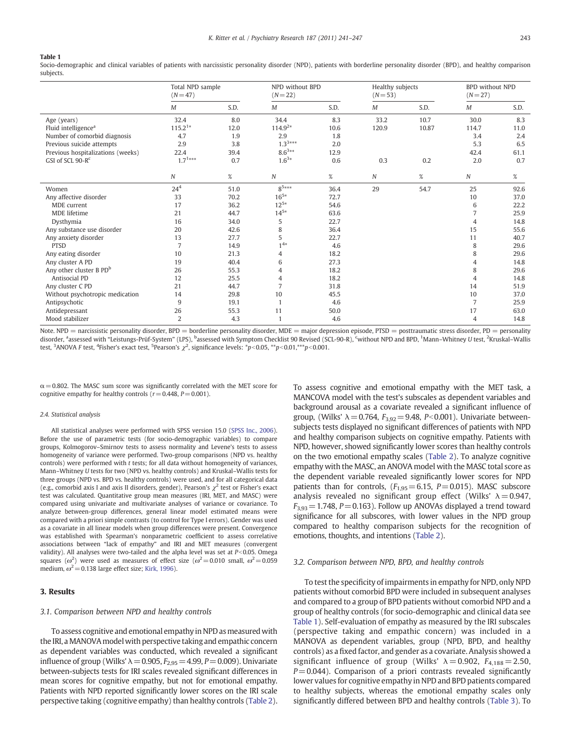**Table 1**
Socio-demographic and clinical variables of patients with narcissistic personality disorder (NPD), patients with borderline personality disorder (BPD), and healthy comparison subjects.

| | Total NPD sample (N = 47) | | NPD without BPD (N = 22) | | Healthy subjects (N = 53) | | BPD without NPD (N = 27) | |
|---|---|---|---|---|---|---|---|---|
| | *M* | S.D. | *M* | S.D. | *M* | S.D. | *M* | S.D. |
| Age (years) | 32.4 | 8.0 | 34.4 | 8.3 | 33.2 | 10.7 | 30.0 | 8.3 |
| Fluid intelligence[a] | 115.2[1]* | 12.0 | 114.9[2]* | 10.6 | 120.9 | 10.87 | 114.7 | 11.0 |
| Number of comorbid diagnosis | 4.7 | 1.9 | 2.9 | 1.8 | | | 3.4 | 2.4 |
| Previous suicide attempts | 2.9 | 3.8 | 1.3[3]*** | 2.0 | | | 5.3 | 6.5 |
| Previous hospitalizations (weeks) | 22.4 | 39.4 | 8.6[3]** | 12.9 | | | 42.4 | 61.1 |
| GSI of SCL 90-R[c] | 1.7[1]*** | 0.7 | 1.6[3]* | 0.6 | 0.3 | 0.2 | 2.0 | 0.7 |
| | *N* | % | *N* | % | *N* | % | *N* | % |
| Women | 24[4] | 51.0 | 8[5]*** | 36.4 | 29 | 54.7 | 25 | 92.6 |
| Any affective disorder | 33 | 70.2 | 16[5]* | 72.7 | | | 10 | 37.0 |
| MDE current | 17 | 36.2 | 12[5]* | 54.6 | | | 6 | 22.2 |
| MDE lifetime | 21 | 44.7 | 14[5]* | 63.6 | | | 7 | 25.9 |
| Dysthymia | 16 | 34.0 | 5 | 22.7 | | | 4 | 14.8 |
| Any substance use disorder | 20 | 42.6 | 8 | 36.4 | | | 15 | 55.6 |
| Any anxiety disorder | 13 | 27.7 | 5 | 22.7 | | | 11 | 40.7 |
| PTSD | 7 | 14.9 | 1[4]* | 4.6 | | | 8 | 29.6 |
| Any eating disorder | 10 | 21.3 | 4 | 18.2 | | | 8 | 29.6 |
| Any cluster A PD | 19 | 40.4 | 6 | 27.3 | | | 4 | 14.8 |
| Any other cluster B PD[b] | 26 | 55.3 | 4 | 18.2 | | | 8 | 29.6 |
| Antisocial PD | 12 | 25.5 | 4 | 18.2 | | | 4 | 14.8 |
| Any cluster C PD | 21 | 44.7 | 7 | 31.8 | | | 14 | 51.9 |
| Without psychotropic medication | 14 | 29.8 | 10 | 45.5 | | | 10 | 37.0 |
| Antipsychotic | 9 | 19.1 | 1 | 4.6 | | | 7 | 25.9 |
| Antidepressant | 26 | 55.3 | 11 | 50.0 | | | 17 | 63.0 |
| Mood stabilizer | 2 | 4.3 | 1 | 4.6 | | | 4 | 14.8 |

Note. NPD = narcissistic personality disorder, BPD = borderline personality disorder, MDE = major depression episode, PTSD = posttraumatic stress disorder, PD = personality disorder, [a]assessed with "Leistungs-Prüf-System" (LPS), [b]assessed with Symptom Checklist 90 Revised (SCL-90-R), [c]without NPD and BPD, [1]Mann–Whitney *U* test, [2]Kruskal–Wallis test, [3]ANOVA *F* test, [4]Fisher's exact test, [5]Pearson's $\chi^2$, significance levels: $^*p<0.05$, $^{**}p<0.01$, $^{***}p<0.001$.

$\alpha = 0.802$. The MASC sum score was significantly correlated with the MET score for cognitive empathy for healthy controls ($r = 0.448$, $P = 0.001$).

#### 2.4. Statistical analysis

All statistical analyses were performed with SPSS version 15.0 (SPSS Inc., 2006). Before the use of parametric tests (for socio-demographic variables) to compare groups, Kolmogorov–Smirnov tests to assess normality and Levene's tests to assess homogeneity of variance were performed. Two-group comparisons (NPD vs. healthy controls) were performed with *t* tests; for all data without homogeneity of variances, Mann–Whitney *U* tests for two (NPD vs. healthy controls) and Kruskal–Wallis tests for three groups (NPD vs. BPD vs. healthy controls) were used, and for all categorical data (e.g., comorbid axis I and axis II disorders, gender), Pearson's $\chi^2$ test or Fisher's exact test was calculated. Quantitative group mean measures (IRI, MET, and MASC) were compared using univariate and multivariate analyses of variance or covariance. To analyze between-group differences, general linear model estimated means were compared with a priori simple contrasts (to control for Type I errors). Gender was used as a covariate in all linear models when group differences were present. Convergence was established with Spearman's nonparametric coefficient to assess correlative associations between "lack of empathy" and IRI and MET measures (convergent validity). All analyses were two-tailed and the alpha level was set at $P<0.05$. Omega squares ($\omega^2$) were used as measures of effect size ($\omega^2 = 0.010$ small, $\omega^2 = 0.059$ medium, $\omega^2 = 0.138$ large effect size; Kirk, 1996).

## 3. Results

### 3.1. Comparison between NPD and healthy controls

To assess cognitive and emotional empathy in NPD as measured with the IRI, a MANOVA model with perspective taking and empathic concern as dependent variables was conducted, which revealed a significant influence of group (Wilks' $\lambda = 0.905$, $F_{2,95} = 4.99$, $P = 0.009$). Univariate between-subjects tests for IRI scales revealed significant differences in mean scores for cognitive empathy, but not for emotional empathy. Patients with NPD reported significantly lower scores on the IRI scale perspective taking (cognitive empathy) than healthy controls (Table 2). To assess cognitive and emotional empathy with the MET task, a MANCOVA model with the test's subscales as dependent variables and background arousal as a covariate revealed a significant influence of group, (Wilks' $\lambda = 0.764$, $F_{3,92} = 9.48$, $P<0.001$). Univariate between-subjects tests displayed no significant differences of patients with NPD and healthy comparison subjects on cognitive empathy. Patients with NPD, however, showed significantly lower scores than healthy controls on the two emotional empathy scales (Table 2). To analyze cognitive empathy with the MASC, an ANOVA model with the MASC total score as the dependent variable revealed significantly lower scores for NPD patients than for controls, ($F_{1,95} = 6.15$, $P = 0.015$). MASC subscore analysis revealed no significant group effect (Wilks' $\lambda = 0.947$, $F_{3,93} = 1.748$, $P = 0.163$). Follow up ANOVAs displayed a trend toward significance for all subscores, with lower values in the NPD group compared to healthy comparison subjects for the recognition of emotions, thoughts, and intentions (Table 2).

### 3.2. Comparison between NPD, BPD, and healthy controls

To test the specificity of impairments in empathy for NPD, only NPD patients without comorbid BPD were included in subsequent analyses and compared to a group of BPD patients without comorbid NPD and a group of healthy controls (for socio-demographic and clinical data see Table 1). Self-evaluation of empathy as measured by the IRI subscales (perspective taking and empathic concern) was included in a MANOVA as dependent variables, group (NPD, BPD, and healthy controls) as a fixed factor, and gender as a covariate. Analysis showed a significant influence of group (Wilks' $\lambda = 0.902$, $F_{4,188} = 2.50$, $P = 0.044$). Comparison of a priori contrasts revealed significantly lower values for cognitive empathy in NPD and BPD patients compared to healthy subjects, whereas the emotional empathy scales only significantly differed between BPD and healthy controls (Table 3). To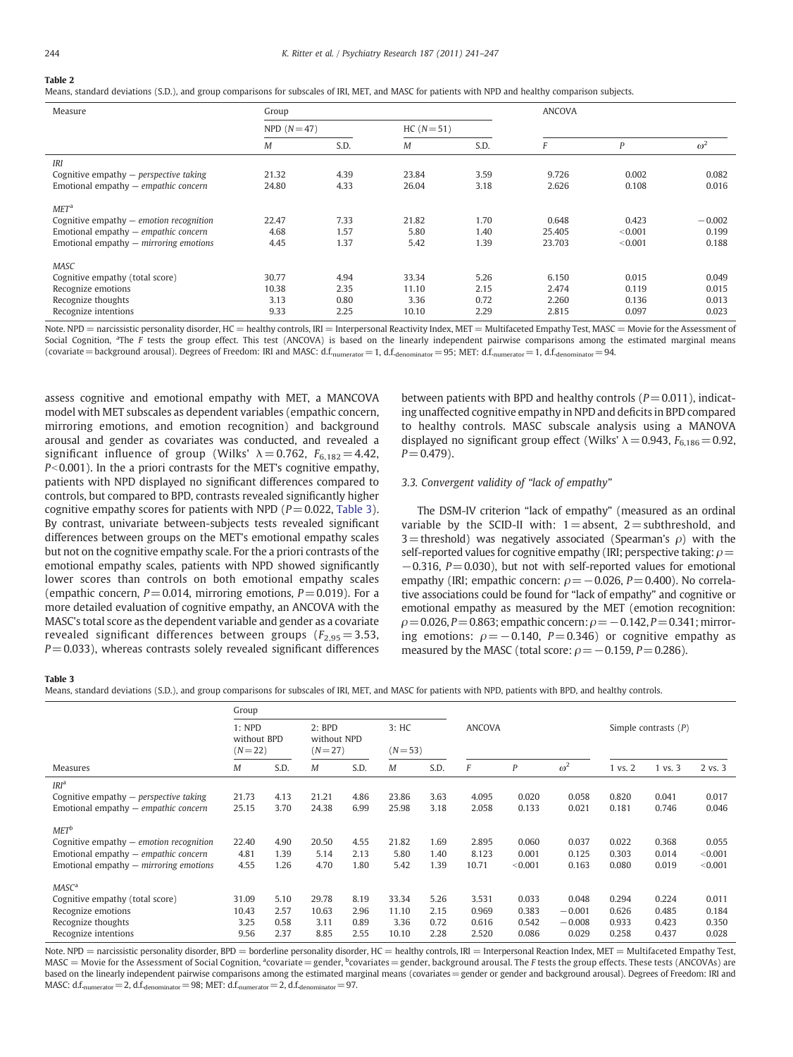**Table 2**

Means, standard deviations (S.D.), and group comparisons for subscales of IRI, MET, and MASC for patients with NPD and healthy comparison subjects.

| Measure | Group | | | | ANCOVA | | |
|---|---|---|---|---|---|---|---|
| | NPD ($N=47$) | | HC ($N=51$) | | | | |
| | *M* | S.D. | *M* | S.D. | *F* | *P* | $\omega^2$ |
| *IRI* | | | | | | | |
| Cognitive empathy – *perspective taking* | 21.32 | 4.39 | 23.84 | 3.59 | 9.726 | 0.002 | 0.082 |
| Emotional empathy – *empathic concern* | 24.80 | 4.33 | 26.04 | 3.18 | 2.626 | 0.108 | 0.016 |
| *MET*[a] | | | | | | | |
| Cognitive empathy – *emotion recognition* | 22.47 | 7.33 | 21.82 | 1.70 | 0.648 | 0.423 | −0.002 |
| Emotional empathy – *empathic concern* | 4.68 | 1.57 | 5.80 | 1.40 | 25.405 | <0.001 | 0.199 |
| Emotional empathy – *mirroring emotions* | 4.45 | 1.37 | 5.42 | 1.39 | 23.703 | <0.001 | 0.188 |
| *MASC* | | | | | | | |
| Cognitive empathy (total score) | 30.77 | 4.94 | 33.34 | 5.26 | 6.150 | 0.015 | 0.049 |
| Recognize emotions | 10.38 | 2.35 | 11.10 | 2.15 | 2.474 | 0.119 | 0.015 |
| Recognize thoughts | 3.13 | 0.80 | 3.36 | 0.72 | 2.260 | 0.136 | 0.013 |
| Recognize intentions | 9.33 | 2.25 | 10.10 | 2.29 | 2.815 | 0.097 | 0.023 |

Note. NPD = narcissistic personality disorder, HC = healthy controls, IRI = Interpersonal Reactivity Index, MET = Multifaceted Empathy Test, MASC = Movie for the Assessment of Social Cognition, [a]The *F* tests the group effect. This test (ANCOVA) is based on the linearly independent pairwise comparisons among the estimated marginal means (covariate = background arousal). Degrees of Freedom: IRI and MASC: $d.f._{numerator}=1$, $d.f._{denominator}=95$; MET: $d.f._{numerator}=1$, $d.f._{denominator}=94$.

assess cognitive and emotional empathy with MET, a MANCOVA model with MET subscales as dependent variables (empathic concern, mirroring emotions, and emotion recognition) and background arousal and gender as covariates was conducted, and revealed a significant influence of group (Wilks' $\lambda=0.762$, $F_{6,182}=4.42$, $P<0.001$). In the a priori contrasts for the MET's cognitive empathy, patients with NPD displayed no significant differences compared to controls, but compared to BPD, contrasts revealed significantly higher cognitive empathy scores for patients with NPD ($P=0.022$, Table 3). By contrast, univariate between-subjects tests revealed significant differences between groups on the MET's emotional empathy scales but not on the cognitive empathy scale. For the a priori contrasts of the emotional empathy scales, patients with NPD showed significantly lower scores than controls on both emotional empathy scales (empathic concern, $P=0.014$, mirroring emotions, $P=0.019$). For a more detailed evaluation of cognitive empathy, an ANCOVA with the MASC's total score as the dependent variable and gender as a covariate revealed significant differences between groups ($F_{2,95}=3.53$, $P=0.033$), whereas contrasts solely revealed significant differences between patients with BPD and healthy controls ($P=0.011$), indicating unaffected cognitive empathy in NPD and deficits in BPD compared to healthy controls. MASC subscale analysis using a MANOVA displayed no significant group effect (Wilks' $\lambda=0.943$, $F_{6,186}=0.92$, $P=0.479$).

### 3.3. Convergent validity of "lack of empathy"

The DSM-IV criterion "lack of empathy" (measured as an ordinal variable by the SCID-II with: 1 = absent, 2 = subthreshold, and 3 = threshold) was negatively associated (Spearman's $\rho$) with the self-reported values for cognitive empathy (IRI; perspective taking: $\rho=-0.316$, $P=0.030$), but not with self-reported values for emotional empathy (IRI; empathic concern: $\rho=-0.026$, $P=0.400$). No correlative associations could be found for "lack of empathy" and cognitive or emotional empathy as measured by the MET (emotion recognition: $\rho=0.026$, $P=0.863$; empathic concern: $\rho=-0.142$, $P=0.341$; mirroring emotions: $\rho=-0.140$, $P=0.346$) or cognitive empathy as measured by the MASC (total score: $\rho=-0.159$, $P=0.286$).

**Table 3**

Means, standard deviations (S.D.), and group comparisons for subscales of IRI, MET, and MASC for patients with NPD, patients with BPD, and healthy controls.

| | Group | | | | | | ANCOVA | | | Simple contrasts (*P*) | | |
|---|---|---|---|---|---|---|---|---|---|---|---|---|
| | 1: NPD without BPD ($N=22$) | | 2: BPD without NPD ($N=27$) | | 3: HC ($N=53$) | | | | | | | |
| Measures | *M* | S.D. | *M* | S.D. | *M* | S.D. | *F* | *P* | $\omega^2$ | 1 vs. 2 | 1 vs. 3 | 2 vs. 3 |
| *IRI*[a] | | | | | | | | | | | | |
| Cognitive empathy – *perspective taking* | 21.73 | 4.13 | 21.21 | 4.86 | 23.86 | 3.63 | 4.095 | 0.020 | 0.058 | 0.820 | 0.041 | 0.017 |
| Emotional empathy – *empathic concern* | 25.15 | 3.70 | 24.38 | 6.99 | 25.98 | 3.18 | 2.058 | 0.133 | 0.021 | 0.181 | 0.746 | 0.046 |
| *MET*[b] | | | | | | | | | | | | |
| Cognitive empathy – *emotion recognition* | 22.40 | 4.90 | 20.50 | 4.55 | 21.82 | 1.69 | 2.895 | 0.060 | 0.037 | 0.022 | 0.368 | 0.055 |
| Emotional empathy – *empathic concern* | 4.81 | 1.39 | 5.14 | 2.13 | 5.80 | 1.40 | 8.123 | 0.001 | 0.125 | 0.303 | 0.014 | <0.001 |
| Emotional empathy – *mirroring emotions* | 4.55 | 1.26 | 4.70 | 1.80 | 5.42 | 1.39 | 10.71 | <0.001 | 0.163 | 0.080 | 0.019 | <0.001 |
| *MASC*[a] | | | | | | | | | | | | |
| Cognitive empathy (total score) | 31.09 | 5.10 | 29.78 | 8.19 | 33.34 | 5.26 | 3.531 | 0.033 | 0.048 | 0.294 | 0.224 | 0.011 |
| Recognize emotions | 10.43 | 2.57 | 10.63 | 2.96 | 11.10 | 2.15 | 0.969 | 0.383 | −0.001 | 0.626 | 0.485 | 0.184 |
| Recognize thoughts | 3.25 | 0.58 | 3.11 | 0.89 | 3.36 | 0.72 | 0.616 | 0.542 | −0.008 | 0.933 | 0.423 | 0.350 |
| Recognize intentions | 9.56 | 2.37 | 8.85 | 2.55 | 10.10 | 2.28 | 2.520 | 0.086 | 0.029 | 0.258 | 0.437 | 0.028 |

Note. NPD = narcissistic personality disorder, BPD = borderline personality disorder, HC = healthy controls, IRI = Interpersonal Reaction Index, MET = Multifaceted Empathy Test, MASC = Movie for the Assessment of Social Cognition, [a]covariate = gender, [b]covariates = gender, background arousal. The *F* tests the group effects. These tests (ANCOVAs) are based on the linearly independent pairwise comparisons among the estimated marginal means (covariates = gender or gender and background arousal). Degrees of Freedom: IRI and MASC: $d.f._{numerator}=2$, $d.f._{denominator}=98$; MET: $d.f._{numerator}=2$, $d.f._{denominator}=97$.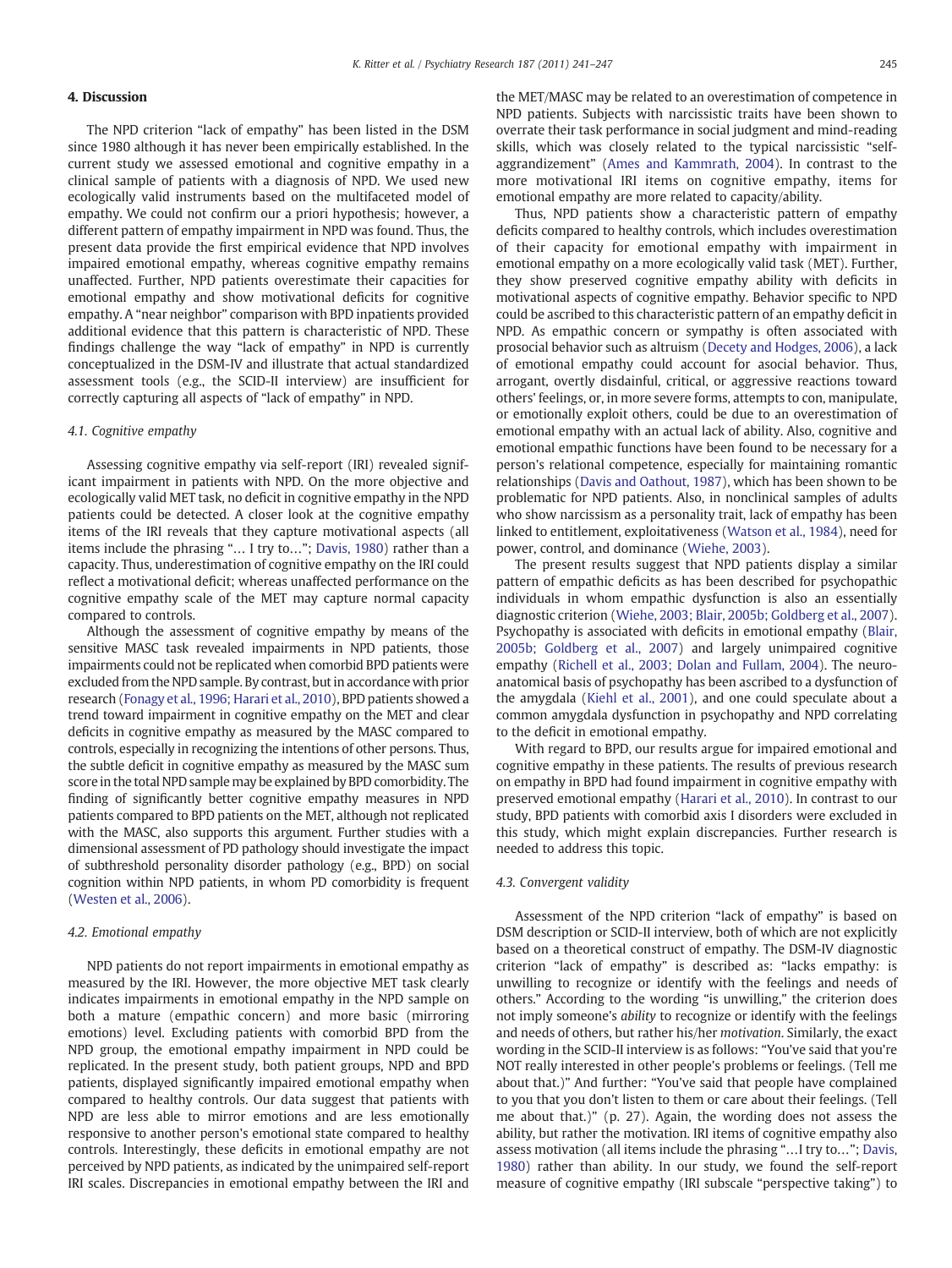## 4. Discussion

The NPD criterion "lack of empathy" has been listed in the DSM since 1980 although it has never been empirically established. In the current study we assessed emotional and cognitive empathy in a clinical sample of patients with a diagnosis of NPD. We used new ecologically valid instruments based on the multifaceted model of empathy. We could not confirm our a priori hypothesis; however, a different pattern of empathy impairment in NPD was found. Thus, the present data provide the first empirical evidence that NPD involves impaired emotional empathy, whereas cognitive empathy remains unaffected. Further, NPD patients overestimate their capacities for emotional empathy and show motivational deficits for cognitive empathy. A "near neighbor" comparison with BPD inpatients provided additional evidence that this pattern is characteristic of NPD. These findings challenge the way "lack of empathy" in NPD is currently conceptualized in the DSM-IV and illustrate that actual standardized assessment tools (e.g., the SCID-II interview) are insufficient for correctly capturing all aspects of "lack of empathy" in NPD.

### 4.1. Cognitive empathy

Assessing cognitive empathy via self-report (IRI) revealed significant impairment in patients with NPD. On the more objective and ecologically valid MET task, no deficit in cognitive empathy in the NPD patients could be detected. A closer look at the cognitive empathy items of the IRI reveals that they capture motivational aspects (all items include the phrasing "… I try to…"; Davis, 1980) rather than a capacity. Thus, underestimation of cognitive empathy on the IRI could reflect a motivational deficit; whereas unaffected performance on the cognitive empathy scale of the MET may capture normal capacity compared to controls.

Although the assessment of cognitive empathy by means of the sensitive MASC task revealed impairments in NPD patients, those impairments could not be replicated when comorbid BPD patients were excluded from the NPD sample. By contrast, but in accordance with prior research (Fonagy et al., 1996; Harari et al., 2010), BPD patients showed a trend toward impairment in cognitive empathy on the MET and clear deficits in cognitive empathy as measured by the MASC compared to controls, especially in recognizing the intentions of other persons. Thus, the subtle deficit in cognitive empathy as measured by the MASC sum score in the total NPD sample may be explained by BPD comorbidity. The finding of significantly better cognitive empathy measures in NPD patients compared to BPD patients on the MET, although not replicated with the MASC, also supports this argument. Further studies with a dimensional assessment of PD pathology should investigate the impact of subthreshold personality disorder pathology (e.g., BPD) on social cognition within NPD patients, in whom PD comorbidity is frequent (Westen et al., 2006).

### 4.2. Emotional empathy

NPD patients do not report impairments in emotional empathy as measured by the IRI. However, the more objective MET task clearly indicates impairments in emotional empathy in the NPD sample on both a mature (empathic concern) and more basic (mirroring emotions) level. Excluding patients with comorbid BPD from the NPD group, the emotional empathy impairment in NPD could be replicated. In the present study, both patient groups, NPD and BPD patients, displayed significantly impaired emotional empathy when compared to healthy controls. Our data suggest that patients with NPD are less able to mirror emotions and are less emotionally responsive to another person's emotional state compared to healthy controls. Interestingly, these deficits in emotional empathy are not perceived by NPD patients, as indicated by the unimpaired self-report IRI scales. Discrepancies in emotional empathy between the IRI and the MET/MASC may be related to an overestimation of competence in NPD patients. Subjects with narcissistic traits have been shown to overrate their task performance in social judgment and mind-reading skills, which was closely related to the typical narcissistic "self-aggrandizement" (Ames and Kammrath, 2004). In contrast to the more motivational IRI items on cognitive empathy, items for emotional empathy are more related to capacity/ability.

Thus, NPD patients show a characteristic pattern of empathy deficits compared to healthy controls, which includes overestimation of their capacity for emotional empathy with impairment in emotional empathy on a more ecologically valid task (MET). Further, they show preserved cognitive empathy ability with deficits in motivational aspects of cognitive empathy. Behavior specific to NPD could be ascribed to this characteristic pattern of an empathy deficit in NPD. As empathic concern or sympathy is often associated with prosocial behavior such as altruism (Decety and Hodges, 2006), a lack of emotional empathy could account for asocial behavior. Thus, arrogant, overtly disdainful, critical, or aggressive reactions toward others' feelings, or, in more severe forms, attempts to con, manipulate, or emotionally exploit others, could be due to an overestimation of emotional empathy with an actual lack of ability. Also, cognitive and emotional empathic functions have been found to be necessary for a person's relational competence, especially for maintaining romantic relationships (Davis and Oathout, 1987), which has been shown to be problematic for NPD patients. Also, in nonclinical samples of adults who show narcissism as a personality trait, lack of empathy has been linked to entitlement, exploitativeness (Watson et al., 1984), need for power, control, and dominance (Wiehe, 2003).

The present results suggest that NPD patients display a similar pattern of empathic deficits as has been described for psychopathic individuals in whom empathic dysfunction is also an essentially diagnostic criterion (Wiehe, 2003; Blair, 2005b; Goldberg et al., 2007). Psychopathy is associated with deficits in emotional empathy (Blair, 2005b; Goldberg et al., 2007) and largely unimpaired cognitive empathy (Richell et al., 2003; Dolan and Fullam, 2004). The neuroanatomical basis of psychopathy has been ascribed to a dysfunction of the amygdala (Kiehl et al., 2001), and one could speculate about a common amygdala dysfunction in psychopathy and NPD correlating to the deficit in emotional empathy.

With regard to BPD, our results argue for impaired emotional and cognitive empathy in these patients. The results of previous research on empathy in BPD had found impairment in cognitive empathy with preserved emotional empathy (Harari et al., 2010). In contrast to our study, BPD patients with comorbid axis I disorders were excluded in this study, which might explain discrepancies. Further research is needed to address this topic.

### 4.3. Convergent validity

Assessment of the NPD criterion "lack of empathy" is based on DSM description or SCID-II interview, both of which are not explicitly based on a theoretical construct of empathy. The DSM-IV diagnostic criterion "lack of empathy" is described as: "lacks empathy: is unwilling to recognize or identify with the feelings and needs of others." According to the wording "is unwilling," the criterion does not imply someone's *ability* to recognize or identify with the feelings and needs of others, but rather his/her *motivation.* Similarly, the exact wording in the SCID-II interview is as follows: "You've said that you're NOT really interested in other people's problems or feelings. (Tell me about that.)" And further: "You've said that people have complained to you that you don't listen to them or care about their feelings. (Tell me about that.)" (p. 27). Again, the wording does not assess the ability, but rather the motivation. IRI items of cognitive empathy also assess motivation (all items include the phrasing "…I try to…"; Davis, 1980) rather than ability. In our study, we found the self-report measure of cognitive empathy (IRI subscale "perspective taking") to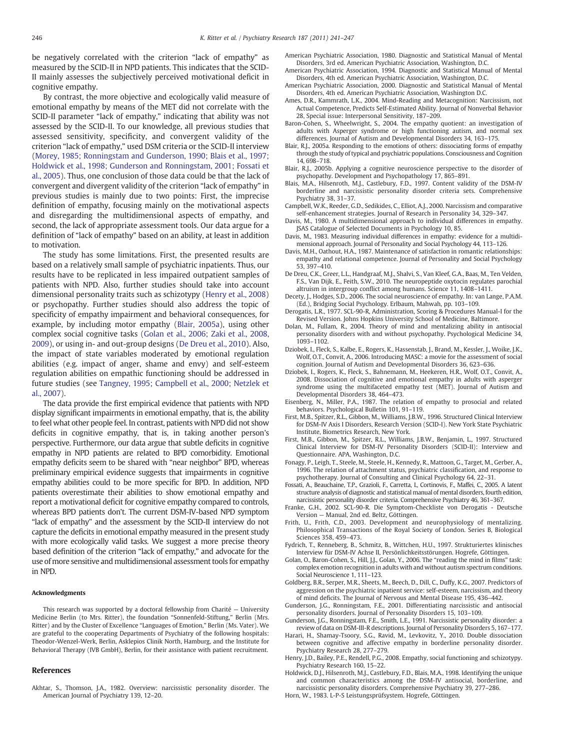be negatively correlated with the criterion "lack of empathy" as measured by the SCID-II in NPD patients. This indicates that the SCID-II mainly assesses the subjectively perceived motivational deficit in cognitive empathy.

By contrast, the more objective and ecologically valid measure of emotional empathy by means of the MET did not correlate with the SCID-II parameter "lack of empathy," indicating that ability was not assessed by the SCID-II. To our knowledge, all previous studies that assessed sensitivity, specificity, and convergent validity of the criterion "lack of empathy," used DSM criteria or the SCID-II interview (Morey, 1985; Ronningstam and Gunderson, 1990; Blais et al., 1997; Holdwick et al., 1998; Gunderson and Ronningstam, 2001; Fossati et al., 2005). Thus, one conclusion of those data could be that the lack of convergent and divergent validity of the criterion "lack of empathy" in previous studies is mainly due to two points: First, the imprecise definition of empathy, focusing mainly on the motivational aspects and disregarding the multidimensional aspects of empathy, and second, the lack of appropriate assessment tools. Our data argue for a definition of "lack of empathy" based on an ability, at least in addition to motivation.

The study has some limitations. First, the presented results are based on a relatively small sample of psychiatric inpatients. Thus, our results have to be replicated in less impaired outpatient samples of patients with NPD. Also, further studies should take into account dimensional personality traits such as schizotypy (Henry et al., 2008) or psychopathy. Further studies should also address the topic of specificity of empathy impairment and behavioral consequences, for example, by including motor empathy (Blair, 2005a), using other complex social cognitive tasks (Golan et al., 2006; Zaki et al., 2008, 2009), or using in- and out-group designs (De Dreu et al., 2010). Also, the impact of state variables moderated by emotional regulation abilities (e.g. impact of anger, shame and envy) and self-esteem regulation abilities on empathic functioning should be addressed in future studies (see Tangney, 1995; Campbell et al., 2000; Netzlek et al., 2007).

The data provide the first empirical evidence that patients with NPD display significant impairments in emotional empathy, that is, the ability to feel what other people feel. In contrast, patients with NPD did not show deficits in cognitive empathy, that is, in taking another person's perspective. Furthermore, our data argue that subtle deficits in cognitive empathy in NPD patients are related to BPD comorbidity. Emotional empathy deficits seem to be shared with "near neighbor" BPD, whereas preliminary empirical evidence suggests that impairments in cognitive empathy abilities could to be more specific for BPD. In addition, NPD patients overestimate their abilities to show emotional empathy and report a motivational deficit for cognitive empathy compared to controls, whereas BPD patients don't. The current DSM-IV-based NPD symptom "lack of empathy" and the assessment by the SCID-II interview do not capture the deficits in emotional empathy measured in the present study with more ecologically valid tasks. We suggest a more precise theory based definition of the criterion "lack of empathy," and advocate for the use of more sensitive and multidimensional assessment tools for empathy in NPD.

#### Acknowledgments

This research was supported by a doctoral fellowship from Charité — University Medicine Berlin (to Mrs. Ritter), the foundation "Sonnenfeld-Stiftung," Berlin (Mrs. Ritter) and by the Cluster of Excellence "Languages of Emotion," Berlin (Ms. Vater). We are grateful to the cooperating Departments of Psychiatry of the following hospitals: Theodor-Wenzel-Werk, Berlin, Asklepios Clinik North, Hamburg, and the Institute for Behavioral Therapy (IVB GmbH), Berlin, for their assistance with patient recruitment.

## References

Akhtar, S., Thomson, J.A., 1982. Overview: narcissistic personality disorder. The American Journal of Psychiatry 139, 12–20.

American Psychiatric Association, 1980. Diagnostic and Statistical Manual of Mental Disorders, 3rd ed. American Psychiatric Association, Washington, D.C.

American Psychiatric Association, 1994. Diagnostic and Statistical Manual of Mental Disorders, 4th ed. American Psychiatric Association, Washington, D.C.

American Psychiatric Association, 2000. Diagnostic and Statistical Manual of Mental Disorders, 4th ed. American Psychiatric Association, Washington D.C.

Ames, D.R., Kammrath, L.K., 2004. Mind-Reading and Metacognition: Narcissism, not Actual Competence, Predicts Self-Estimated Ability. Journal of Nonverbal Behavior 28, Special issue: Interpersonal Sensitivity, 187–209.

Baron-Cohen, S., Wheelwright, S., 2004. The empathy quotient: an investigation of adults with Asperger syndrome or high functioning autism, and normal sex differences. Journal of Autism and Developmental Disorders 34, 163–175.

Blair, R.J., 2005a. Responding to the emotions of others: dissociating forms of empathy through the study of typical and psychiatric populations. Consciousness and Cognition 14, 698–718.

Blair, R.J., 2005b. Applying a cognitive neuroscience perspective to the disorder of psychopathy. Development and Psychopathology 17, 865–891.

Blais, M.A., Hilsenroth, M.J., Castlebury, F.D., 1997. Content validity of the DSM-IV borderline and narcissistic personality disorder criteria sets. Comprehensive Psychiatry 38, 31–37.

Campbell, W.K., Reeder, G.D., Sedikides, C., Elliot, A.J., 2000. Narcissism and comparative self-enhancement strategies. Journal of Research in Personality 34, 329–347.

Davis, M., 1980. A multidimensional approach to individual differences in empathy. JSAS Catalogue of Selected Documents in Psychology 10, 85.

Davis, M., 1983. Measuring individual differences in empathy: evidence for a multidimensional approach. Journal of Personality and Social Psychology 44, 113–126.

Davis, M.H., Oathout, H.A., 1987. Maintenance of satisfaction in romantic relationships: empathy and relational competence. Journal of Personality and Social Psychology 53, 397–410.

De Dreu, C.K., Greer, L.L., Handgraaf, M.J., Shalvi, S., Van Kleef, G.A., Baas, M., Ten Velden, F.S., Van Dijk, E., Feith, S.W., 2010. The neuropeptide oxytocin regulates parochial altruism in intergroup conflict among humans. Science 11, 1408–1411.

Decety, J., Hodges, S.D., 2006. The social neuroscience of empathy. In: van Lange, P.A.M. (Ed.), Bridging Social Psychology. Erlbaum, Mahwah, pp. 103–109.

Derogatis, L.R., 1977. SCL-90-R, Administration, Scoring & Procedures Manual-I for the Revised Version. Johns Hopkins University School of Medicine, Baltimore.

Dolan, M., Fullam, R., 2004. Theory of mind and mentalizing ability in antisocial personality disorders with and without psychopathy. Psychological Medicine 34, 1093–1102.

Dziobek, I., Fleck, S., Kalbe, E., Rogers, K., Hassenstab, J., Brand, M., Kessler, J., Woike, J.K., Wolf, O.T., Convit, A., 2006. Introducing MASC: a movie for the assessment of social cognition. Journal of Autism and Developmental Disorders 36, 623–636.

Dziobek, I., Rogers, K., Fleck, S., Bahnemann, M., Heekeren, H.R., Wolf, O.T., Convit, A., 2008. Dissociation of cognitive and emotional empathy in adults with asperger syndrome using the multifaceted empathy test (MET). Journal of Autism and Developmental Disorders 38, 464–473.

Eisenberg, N., Miller, P.A., 1987. The relation of empathy to prosocial and related behaviors. Psychological Bulletin 101, 91–119.

First, M.B., Spitzer, R.L., Gibbon, M., Williams, J.B.W., 1996. Structured Clinical Interview for DSM-IV Axis I Disorders, Research Version (SCID-I). New York State Psychiatric Institute, Biometrics Research, New York.

First, M.B., Gibbon, M., Spitzer, R.L., Williams, J.B.W., Benjamin, L., 1997. Structured Clinical Interview for DSM-IV Personality Disorders (SCID-II): Interview and Questionnaire. APA, Washington, D.C.

Fonagy, P., Leigh, T., Steele, M., Steele, H., Kennedy, R., Mattoon, G., Target, M., Gerber, A., 1996. The relation of attachment status, psychiatric classification, and response to psychotherapy. Journal of Consulting and Clinical Psychology 64, 22–31.

Fossati, A., Beauchaine, T.P., Grazioli, F., Carretta, I., Cortinovis, F., Maffei, C., 2005. A latent structure analysis of diagnostic and statistical manual of mental disorders, fourth edition, narcissistic personality disorder criteria. Comprehensive Psychiatry 46, 361–367.

Franke, G.H., 2002. SCL-90-R. Die Symptom-Checkliste von Derogatis - Deutsche Version — Manual, 2nd ed. Beltz, Göttingen.

Frith, U., Frith, C.D., 2003. Development and neurophysiology of mentalizing. Philosophical Transactions of the Royal Society of London. Series B, Biological Sciences 358, 459–473.

Fydrich, T., Renneberg, B., Schmitz, B., Wittchen, H.U., 1997. Strukturiertes klinisches Interview für DSM-IV Achse II, Persönlichkeitsstörungen. Hogrefe, Göttingen.

Golan, O., Baron-Cohen, S., Hill, J.J., Golan, Y., 2006. The "reading the mind in films" task: complex emotion recognition in adults with and without autism spectrum conditions. Social Neuroscience 1, 111–123.

Goldberg, B.R., Serper, M.R., Sheets, M., Beech, D., Dill, C., Duffy, K.G., 2007. Predictors of aggression on the psychiatric inpatient service: self-esteem, narcissism, and theory of mind deficits. The Journal of Nervous and Mental Disease 195, 436–442.

Gunderson, J.G., Ronningstam, E., 2001. Differentiating narcissistic and antisocial personality disorders. Journal of Personality Disorders 15, 103–109.

Gunderson, J.G., Ronningstam, F.E., Smith, L.E., 1991. Narcissistic personality disorder: a review of data on DSM-III-R descriptions. Journal of Personality Disorders 5, 167–177.

Harari, H., Shamay-Tsoory, S.G., Ravid, M., Levkovitz, Y., 2010. Double dissociation between cognitive and affective empathy in borderline personality disorder. Psychiatry Research 28, 277–279.

Henry, J.D., Bailey, P.E., Rendell, P.G., 2008. Empathy, social functioning and schizotypy. Psychiatry Research 160, 15–22.

Holdwick, D.J., Hilsenroth, M.J., Castlebury, F.D., Blais, M.A., 1998. Identifying the unique and common characteristics among the DSM-IV antisocial, borderline, and narcissistic personality disorders. Comprehensive Psychiatry 39, 277–286.

Horn, W., 1983. L-P-S Leistungsprüfsystem. Hogrefe, Göttingen.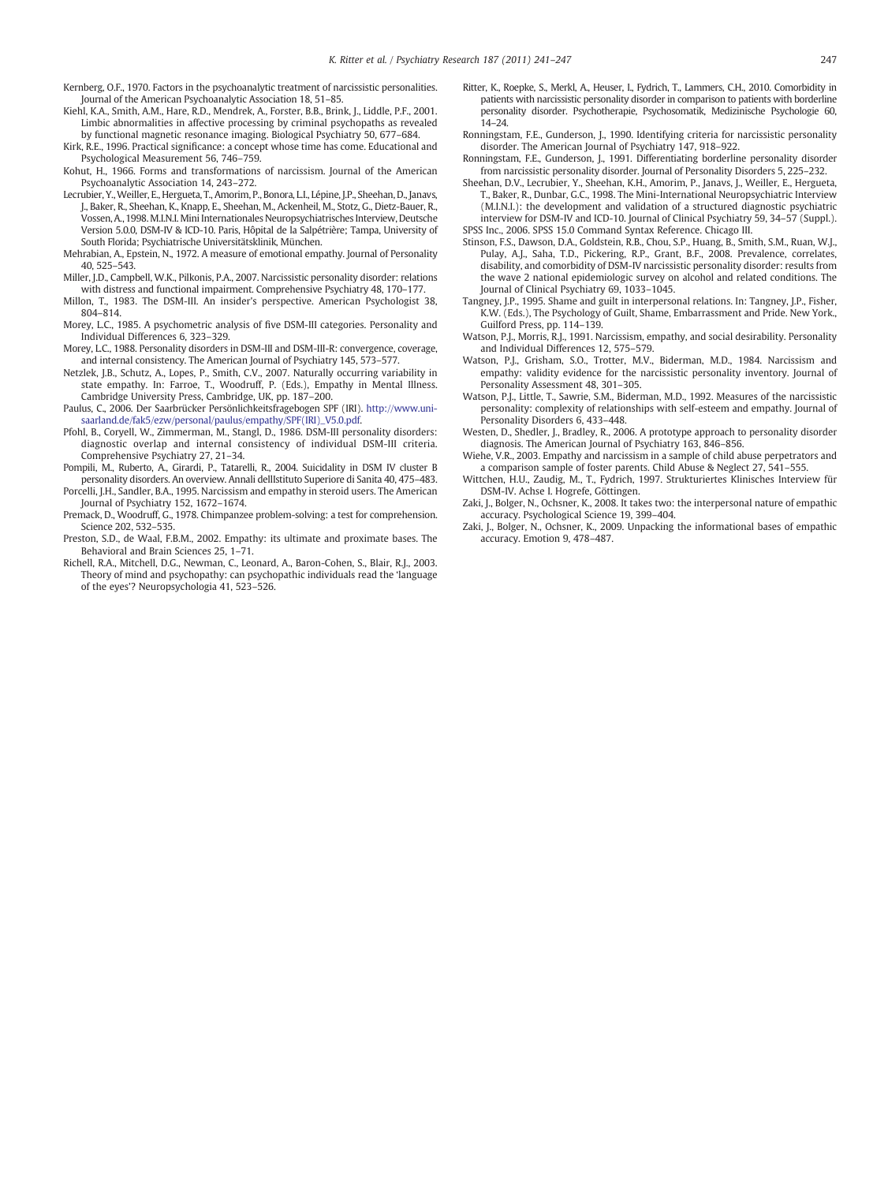Kernberg, O.F., 1970. Factors in the psychoanalytic treatment of narcissistic personalities. Journal of the American Psychoanalytic Association 18, 51–85.

Kiehl, K.A., Smith, A.M., Hare, R.D., Mendrek, A., Forster, B.B., Brink, J., Liddle, P.F., 2001. Limbic abnormalities in affective processing by criminal psychopaths as revealed by functional magnetic resonance imaging. Biological Psychiatry 50, 677–684.

Kirk, R.E., 1996. Practical significance: a concept whose time has come. Educational and Psychological Measurement 56, 746–759.

Kohut, H., 1966. Forms and transformations of narcissism. Journal of the American Psychoanalytic Association 14, 243–272.

Lecrubier, Y., Weiller, E., Hergueta, T., Amorim, P., Bonora, L.I., Lépine, J.P., Sheehan, D., Janavs, J., Baker, R., Sheehan, K., Knapp, E., Sheehan, M., Ackenheil, M., Stotz, G., Dietz-Bauer, R., Vossen, A., 1998. M.I.N.I. Mini Internationales Neuropsychiatrisches Interview, Deutsche Version 5.0.0, DSM-IV & ICD-10. Paris, Hôpital de la Salpétrière; Tampa, University of South Florida; Psychiatrische Universitätsklinik, München.

Mehrabian, A., Epstein, N., 1972. A measure of emotional empathy. Journal of Personality 40, 525–543.

Miller, J.D., Campbell, W.K., Pilkonis, P.A., 2007. Narcissistic personality disorder: relations with distress and functional impairment. Comprehensive Psychiatry 48, 170–177.

Millon, T., 1983. The DSM-III. An insider's perspective. American Psychologist 38, 804–814.

Morey, L.C., 1985. A psychometric analysis of five DSM-III categories. Personality and Individual Differences 6, 323–329.

Morey, L.C., 1988. Personality disorders in DSM-III and DSM-III-R: convergence, coverage, and internal consistency. The American Journal of Psychiatry 145, 573–577.

Netzlek, J.B., Schutz, A., Lopes, P., Smith, C.V., 2007. Naturally occurring variability in state empathy. In: Farroe, T., Woodruff, P. (Eds.), Empathy in Mental Illness. Cambridge University Press, Cambridge, UK, pp. 187–200.

Paulus, C., 2006. Der Saarbrücker Persönlichkeitsfragebogen SPF (IRI). http://www.uni-saarland.de/fak5/ezw/personal/paulus/empathy/SPF(IRI)_V5.0.pdf.

Pfohl, B., Coryell, W., Zimmerman, M., Stangl, D., 1986. DSM-III personality disorders: diagnostic overlap and internal consistency of individual DSM-III criteria. Comprehensive Psychiatry 27, 21–34.

Pompili, M., Ruberto, A., Girardi, P., Tatarelli, R., 2004. Suicidality in DSM IV cluster B personality disorders. An overview. Annali dellIstituto Superiore di Sanita 40, 475–483.

Porcelli, J.H., Sandler, B.A., 1995. Narcissism and empathy in steroid users. The American Journal of Psychiatry 152, 1672–1674.

Premack, D., Woodruff, G., 1978. Chimpanzee problem-solving: a test for comprehension. Science 202, 532–535.

Preston, S.D., de Waal, F.B.M., 2002. Empathy: its ultimate and proximate bases. The Behavioral and Brain Sciences 25, 1–71.

Richell, R.A., Mitchell, D.G., Newman, C., Leonard, A., Baron-Cohen, S., Blair, R.J., 2003. Theory of mind and psychopathy: can psychopathic individuals read the 'language of the eyes'? Neuropsychologia 41, 523–526.

Ritter, K., Roepke, S., Merkl, A., Heuser, I., Fydrich, T., Lammers, C.H., 2010. Comorbidity in patients with narcissistic personality disorder in comparison to patients with borderline personality disorder. Psychotherapie, Psychosomatik, Medizinische Psychologie 60, 14–24.

Ronningstam, F.E., Gunderson, J., 1990. Identifying criteria for narcissistic personality disorder. The American Journal of Psychiatry 147, 918–922.

Ronningstam, F.E., Gunderson, J., 1991. Differentiating borderline personality disorder from narcissistic personality disorder. Journal of Personality Disorders 5, 225–232.

Sheehan, D.V., Lecrubier, Y., Sheehan, K.H., Amorim, P., Janavs, J., Weiller, E., Hergueta, T., Baker, R., Dunbar, G.C., 1998. The Mini-International Neuropsychiatric Interview (M.I.N.I.): the development and validation of a structured diagnostic psychiatric interview for DSM-IV and ICD-10. Journal of Clinical Psychiatry 59, 34–57 (Suppl.).

SPSS Inc., 2006. SPSS 15.0 Command Syntax Reference. Chicago Ill.

Stinson, F.S., Dawson, D.A., Goldstein, R.B., Chou, S.P., Huang, B., Smith, S.M., Ruan, W.J., Pulay, A.J., Saha, T.D., Pickering, R.P., Grant, B.F., 2008. Prevalence, correlates, disability, and comorbidity of DSM-IV narcissistic personality disorder: results from the wave 2 national epidemiologic survey on alcohol and related conditions. The Journal of Clinical Psychiatry 69, 1033–1045.

Tangney, J.P., 1995. Shame and guilt in interpersonal relations. In: Tangney, J.P., Fisher, K.W. (Eds.), The Psychology of Guilt, Shame, Embarrassment and Pride. New York., Guilford Press, pp. 114–139.

Watson, P.J., Morris, R.J., 1991. Narcissism, empathy, and social desirability. Personality and Individual Differences 12, 575–579.

Watson, P.J., Grisham, S.O., Trotter, M.V., Biderman, M.D., 1984. Narcissism and empathy: validity evidence for the narcissistic personality inventory. Journal of Personality Assessment 48, 301–305.

Watson, P.J., Little, T., Sawrie, S.M., Biderman, M.D., 1992. Measures of the narcissistic personality: complexity of relationships with self-esteem and empathy. Journal of Personality Disorders 6, 433–448.

Westen, D., Shedler, J., Bradley, R., 2006. A prototype approach to personality disorder diagnosis. The American Journal of Psychiatry 163, 846–856.

Wiehe, V.R., 2003. Empathy and narcissism in a sample of child abuse perpetrators and a comparison sample of foster parents. Child Abuse & Neglect 27, 541–555.

Wittchen, H.U., Zaudig, M., T., Fydrich, 1997. Strukturiertes Klinisches Interview für DSM-IV. Achse I. Hogrefe, Göttingen.

Zaki, J., Bolger, N., Ochsner, K., 2008. It takes two: the interpersonal nature of empathic accuracy. Psychological Science 19, 399–404.

Zaki, J., Bolger, N., Ochsner, K., 2009. Unpacking the informational bases of empathic accuracy. Emotion 9, 478–487.